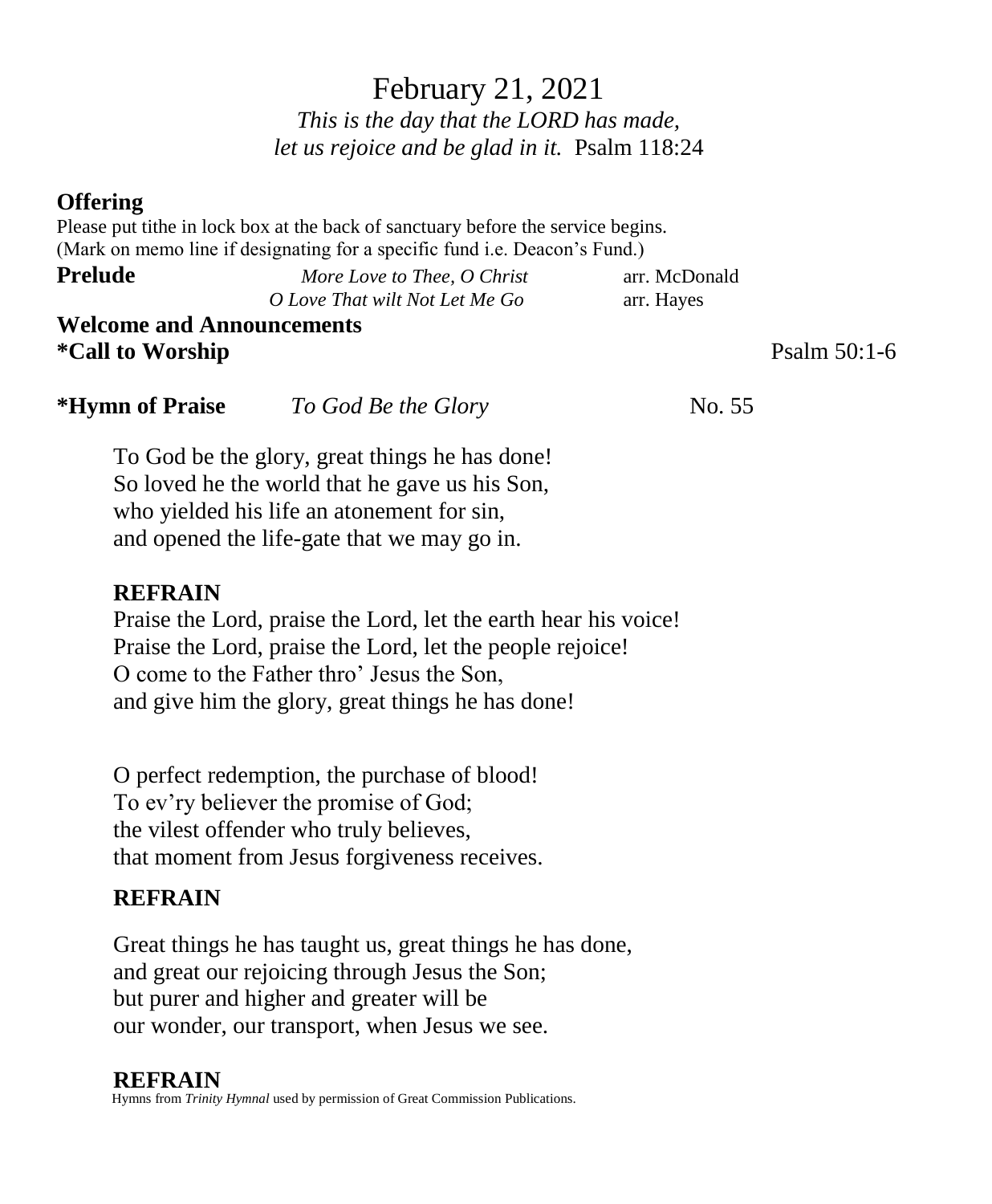February 21, 2021 *This is the day that the LORD has made, let us rejoice and be glad in it.* Psalm 118:24

### **Offering**

Please put tithe in lock box at the back of sanctuary before the service begins. (Mark on memo line if designating for a specific fund i.e. Deacon's Fund.)

**Prelude** *<i>More Love to Thee, O Christ* arr. McDonald *O Love That wilt Not Let Me Go* arr. Hayes

**Welcome and Announcements \*Call to Worship** Psalm 50:1-6

| To God Be the Glory | No. 55 |
|---------------------|--------|

To God be the glory, great things he has done! So loved he the world that he gave us his Son, who yielded his life an atonement for sin, and opened the life-gate that we may go in.

## **REFRAIN**

Praise the Lord, praise the Lord, let the earth hear his voice! Praise the Lord, praise the Lord, let the people rejoice! O come to the Father thro' Jesus the Son, and give him the glory, great things he has done!

O perfect redemption, the purchase of blood! To ev'ry believer the promise of God; the vilest offender who truly believes, that moment from Jesus forgiveness receives.

# **REFRAIN**

Great things he has taught us, great things he has done, and great our rejoicing through Jesus the Son; but purer and higher and greater will be our wonder, our transport, when Jesus we see.

### **REFRAIN**

Hymns from *Trinity Hymnal* used by permission of Great Commission Publications.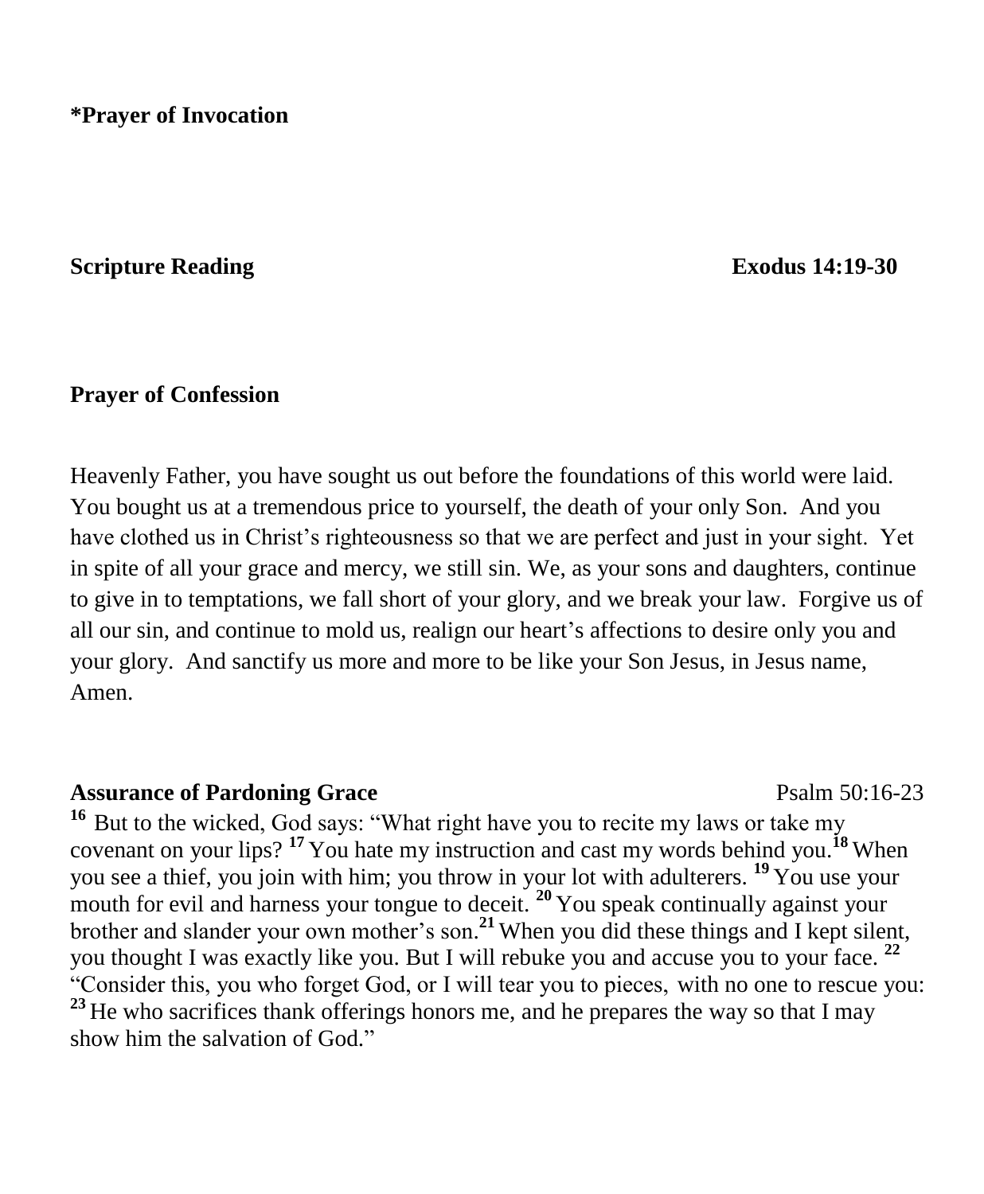**\*Prayer of Invocation** 

**Scripture Reading Exodus 14:19-30** 

### **Prayer of Confession**

Heavenly Father, you have sought us out before the foundations of this world were laid. You bought us at a tremendous price to yourself, the death of your only Son. And you have clothed us in Christ's righteousness so that we are perfect and just in your sight. Yet in spite of all your grace and mercy, we still sin. We, as your sons and daughters, continue to give in to temptations, we fall short of your glory, and we break your law. Forgive us of all our sin, and continue to mold us, realign our heart's affections to desire only you and your glory. And sanctify us more and more to be like your Son Jesus, in Jesus name, Amen.

### **Assurance of Pardoning Grace**  Psalm 50:16-23

**<sup>16</sup>** But to the wicked, God says: "What right have you to recite my laws or take my covenant on your lips? **<sup>17</sup>** You hate my instruction and cast my words behind you. **<sup>18</sup>** When you see a thief, you join with him; you throw in your lot with adulterers. **<sup>19</sup>** You use your mouth for evil and harness your tongue to deceit. **<sup>20</sup>** You speak continually against your brother and slander your own mother's son. **<sup>21</sup>** When you did these things and I kept silent, you thought I was exactly like you. But I will rebuke you and accuse you to your face. **<sup>22</sup>** "Consider this, you who forget God, or I will tear you to pieces, with no one to rescue you: <sup>23</sup> He who sacrifices thank offerings honors me, and he prepares the way so that I may show him the salvation of God."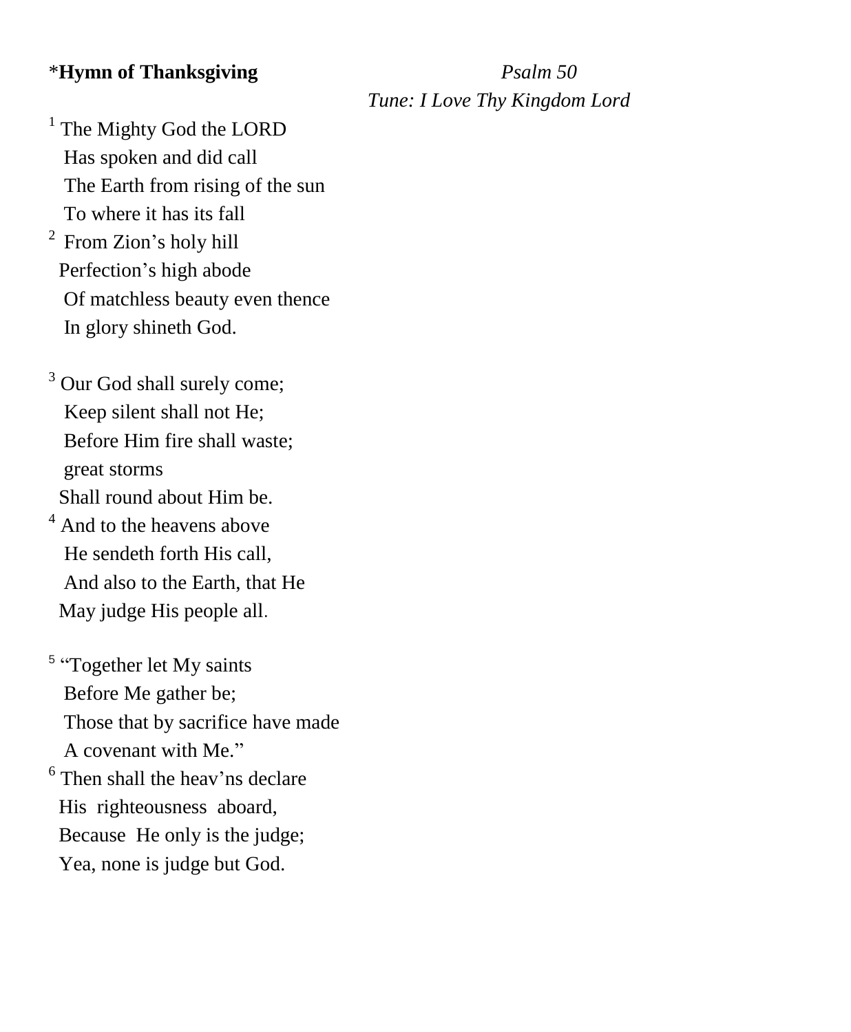## \***Hymn of Thanksgiving** *Psalm 50*

 *Tune: I Love Thy Kingdom Lord*

<sup>1</sup> The Mighty God the LORD Has spoken and did call The Earth from rising of the sun To where it has its fall

<sup>2</sup> From Zion's holy hill Perfection's high abode Of matchless beauty even thence In glory shineth God.

<sup>3</sup> Our God shall surely come; Keep silent shall not He; Before Him fire shall waste; great storms Shall round about Him be.

<sup>4</sup> And to the heavens above He sendeth forth His call, And also to the Earth, that He May judge His people all.

<sup>5</sup> "Together let My saints Before Me gather be; Those that by sacrifice have made A covenant with Me." <sup>6</sup> Then shall the heav'ns declare His righteousness aboard, Because He only is the judge; Yea, none is judge but God.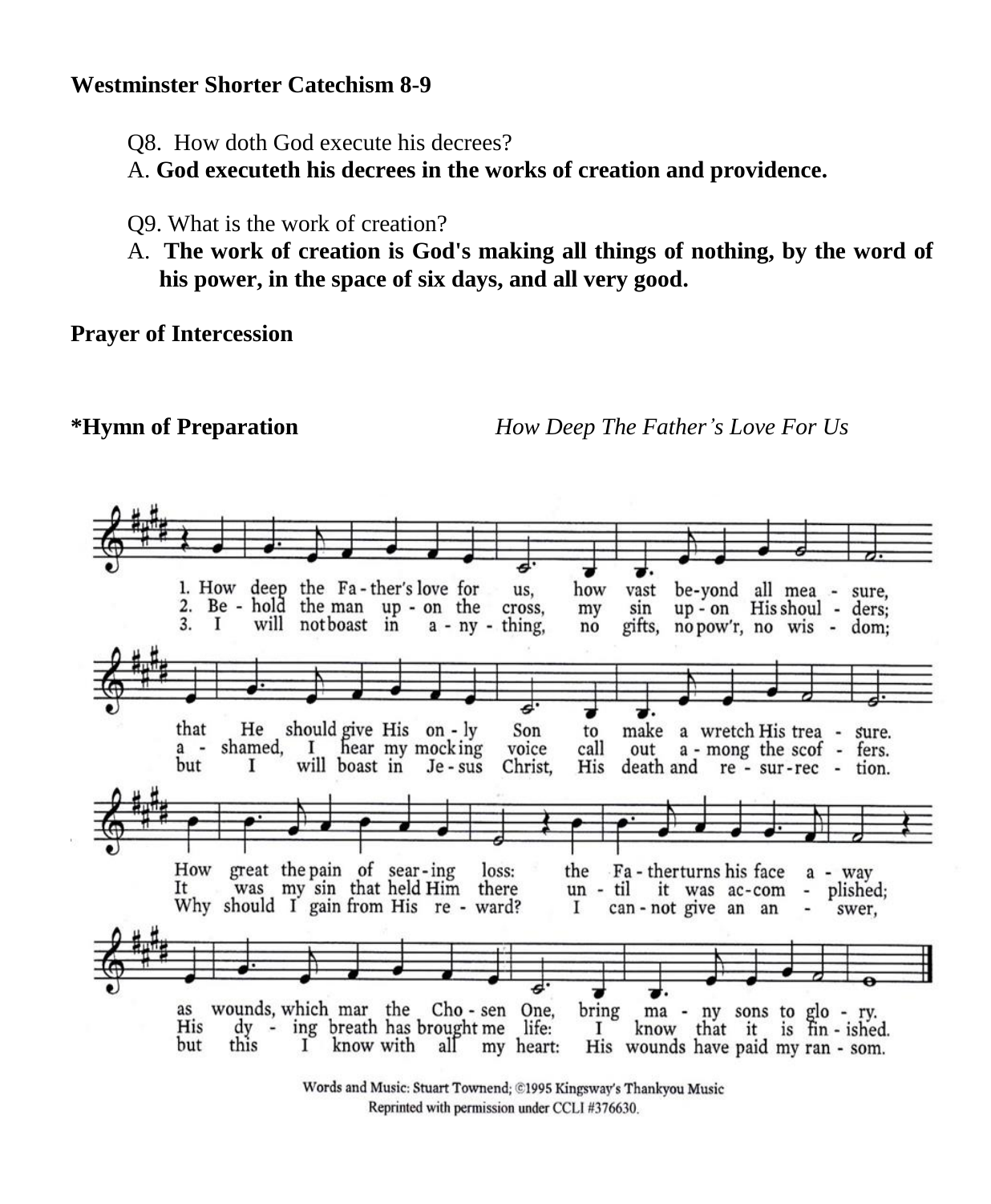### **Westminster Shorter Catechism 8-9**

Q8. How doth God execute his decrees?

A. **God executeth his decrees in the works of creation and providence.**

Q9. What is the work of creation?

A. **The work of creation is God's making all things of nothing, by the word of his power, in the space of six days, and all very good.**

**Prayer of Intercession**

**\*Hymn of Preparation** *How Deep The Father's Love For Us*



Words and Music: Stuart Townend; ©1995 Kingsway's Thankyou Music Reprinted with permission under CCLI #376630.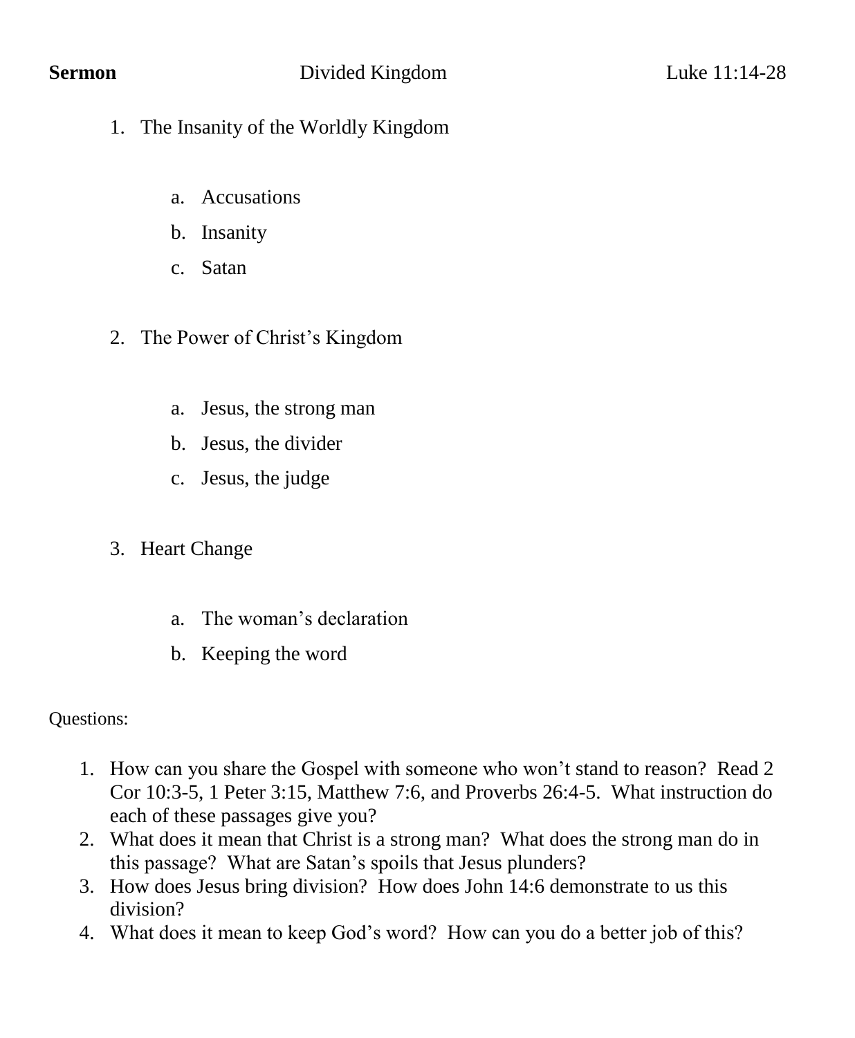- 1. The Insanity of the Worldly Kingdom
	- a. Accusations
	- b. Insanity
	- c. Satan
- 2. The Power of Christ's Kingdom
	- a. Jesus, the strong man
	- b. Jesus, the divider
	- c. Jesus, the judge
- 3. Heart Change
	- a. The woman's declaration
	- b. Keeping the word

Questions:

- 1. How can you share the Gospel with someone who won't stand to reason? Read 2 Cor 10:3-5, 1 Peter 3:15, Matthew 7:6, and Proverbs 26:4-5. What instruction do each of these passages give you?
- 2. What does it mean that Christ is a strong man? What does the strong man do in this passage? What are Satan's spoils that Jesus plunders?
- 3. How does Jesus bring division? How does John 14:6 demonstrate to us this division?
- 4. What does it mean to keep God's word? How can you do a better job of this?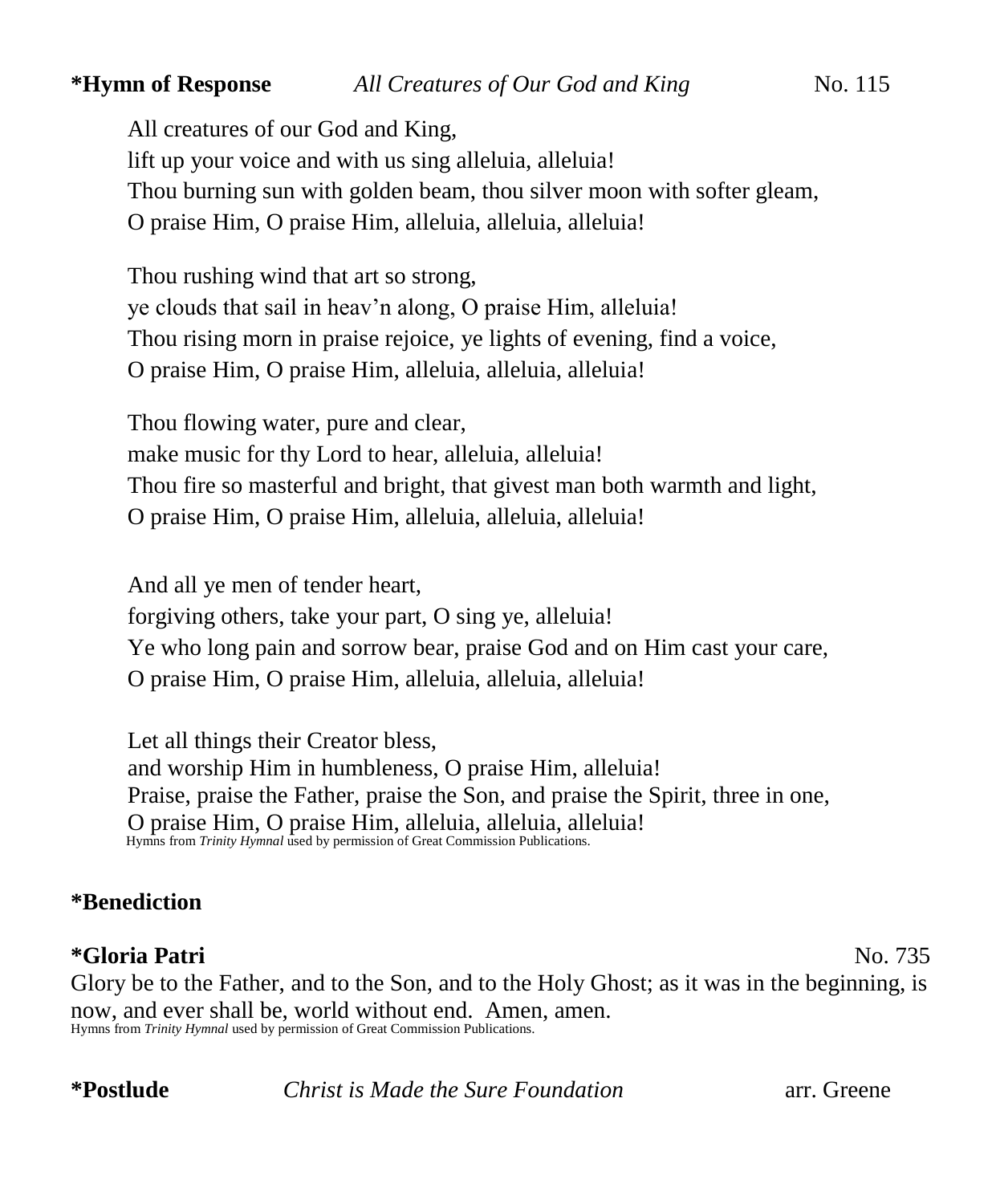All creatures of our God and King, lift up your voice and with us sing alleluia, alleluia! Thou burning sun with golden beam, thou silver moon with softer gleam, O praise Him, O praise Him, alleluia, alleluia, alleluia!

Thou rushing wind that art so strong, ye clouds that sail in heav'n along, O praise Him, alleluia! Thou rising morn in praise rejoice, ye lights of evening, find a voice, O praise Him, O praise Him, alleluia, alleluia, alleluia!

Thou flowing water, pure and clear, make music for thy Lord to hear, alleluia, alleluia! Thou fire so masterful and bright, that givest man both warmth and light, O praise Him, O praise Him, alleluia, alleluia, alleluia!

And all ye men of tender heart,

forgiving others, take your part, O sing ye, alleluia! Ye who long pain and sorrow bear, praise God and on Him cast your care, O praise Him, O praise Him, alleluia, alleluia, alleluia!

Let all things their Creator bless, and worship Him in humbleness, O praise Him, alleluia! Praise, praise the Father, praise the Son, and praise the Spirit, three in one, O praise Him, O praise Him, alleluia, alleluia, alleluia!<br>Hymns from *Trinity Hymnal* used by permission of Great Commission Publications.

### **\*Benediction**

### **\*Gloria Patri** No. 735

Glory be to the Father, and to the Son, and to the Holy Ghost; as it was in the beginning, is now, and ever shall be, world without end. Amen, amen. Hymns from *Trinity Hymnal* used by permission of Great Commission Publications.

**\*Postlude** *Christ is Made the Sure Foundation* arr. Greene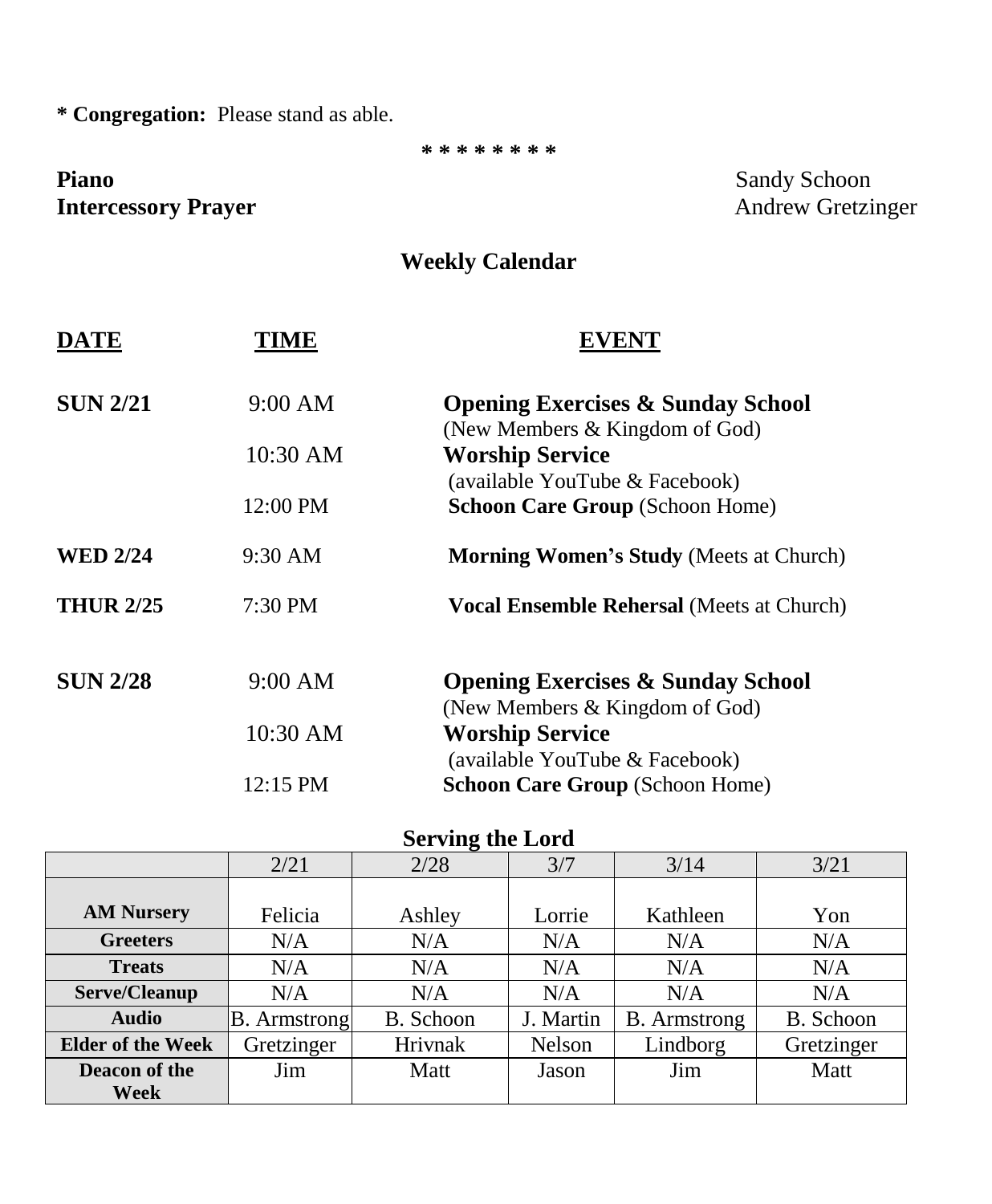**\* Congregation:** Please stand as able.

**\* \* \* \* \* \* \* \***

# **Piano** Sandy Schoon<br> **Intercessory Prayer** Andrew Gretzinger **Intercessory Prayer**

# **Weekly Calendar**

| DATE             | TIME               | EVENT                                                                          |  |  |  |
|------------------|--------------------|--------------------------------------------------------------------------------|--|--|--|
| <b>SUN 2/21</b>  | 9:00 AM            | <b>Opening Exercises &amp; Sunday School</b><br>(New Members & Kingdom of God) |  |  |  |
|                  | 10:30 AM           | <b>Worship Service</b><br>(available YouTube & Facebook)                       |  |  |  |
|                  | $12:00 \text{ PM}$ | <b>Schoon Care Group (Schoon Home)</b>                                         |  |  |  |
| <b>WED 2/24</b>  | $9:30$ AM          | <b>Morning Women's Study</b> (Meets at Church)                                 |  |  |  |
| <b>THUR 2/25</b> | $7:30 \text{ PM}$  | <b>Vocal Ensemble Rehersal</b> (Meets at Church)                               |  |  |  |
| <b>SUN 2/28</b>  | 9:00 AM            | <b>Opening Exercises &amp; Sunday School</b><br>(New Members & Kingdom of God) |  |  |  |
|                  | 10:30 AM           | <b>Worship Service</b><br>(available YouTube & Facebook)                       |  |  |  |
|                  | $12:15 \text{ PM}$ | <b>Schoon Care Group (Schoon Home)</b>                                         |  |  |  |

# **Serving the Lord**

|                          | 2/21                | ີ<br>2/28 | 3/7       | 3/14                | 3/21       |
|--------------------------|---------------------|-----------|-----------|---------------------|------------|
|                          |                     |           |           |                     |            |
| <b>AM Nursery</b>        | Felicia             | Ashley    | Lorrie    | Kathleen            | Yon        |
| <b>Greeters</b>          | N/A                 | N/A       | N/A       | N/A                 | N/A        |
| <b>Treats</b>            | N/A                 | N/A       | N/A       | N/A                 | N/A        |
| Serve/Cleanup            | N/A                 | N/A       | N/A       | N/A                 | N/A        |
| <b>Audio</b>             | <b>B.</b> Armstrong | B. Schoon | J. Martin | <b>B.</b> Armstrong | B. Schoon  |
| <b>Elder of the Week</b> | Gretzinger          | Hrivnak   | Nelson    | Lindborg            | Gretzinger |
| Deacon of the            | Jim                 | Matt      | Jason     | Jim                 | Matt       |
| Week                     |                     |           |           |                     |            |